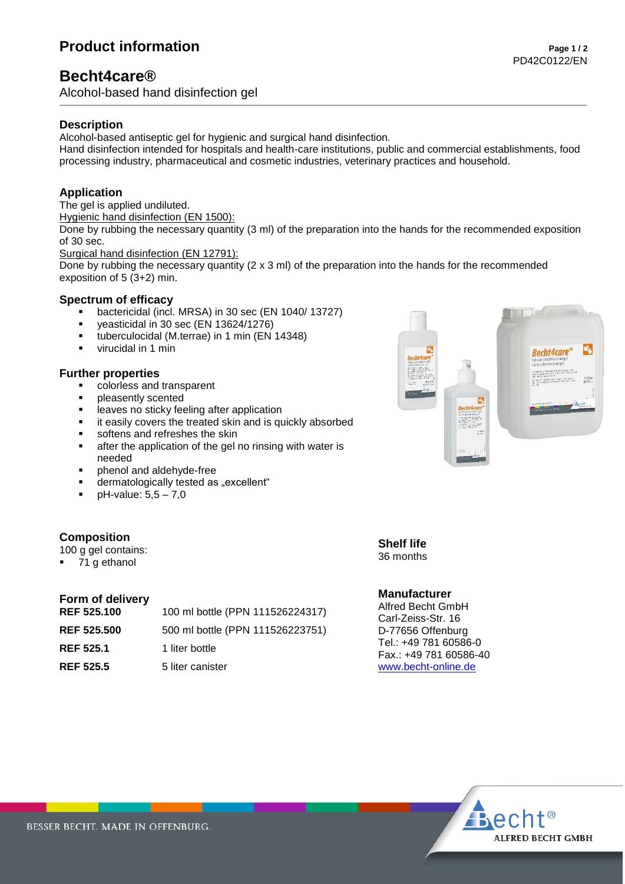# Product information

PD42C0122/EN

## Becht4care®

Alcohol-based hand disinfection gel

### Description

Alcohol-based antiseptic gel for hygienic and surgical hand disinfection.
Hand disinfection intended for hospitals and health-care institutions, public and commercial establishments, food processing industry, pharmaceutical and cosmetic industries, veterinary practices and household.

### Application

The gel is applied undiluted.

Hygienic hand disinfection (EN 1500):

Done by rubbing the necessary quantity (3 ml) of the preparation into the hands for the recommended exposition of 30 sec.

Surgical hand disinfection (EN 12791):

Done by rubbing the necessary quantity (2 x 3 ml) of the preparation into the hands for the recommended exposition of 5 (3+2) min.

### Spectrum of efficacy

- bactericidal (incl. MRSA) in 30 sec (EN 1040/ 13727)
- yeasticidal in 30 sec (EN 13624/1276)
- tuberculocidal (M.terrae) in 1 min (EN 14348)
- virucidal in 1 min

### Further properties

- colorless and transparent
- pleasently scented
- leaves no sticky feeling after application
- it easily covers the treated skin and is quickly absorbed
- softens and refreshes the skin
- after the application of the gel no rinsing with water is needed
- phenol and aldehyde-free
- dermatologically tested as „excellent"
- pH-value: 5,5 – 7,0

### Composition

100 g gel contains:

- 71 g ethanol

### Shelf life

36 months

### Form of delivery

| | |
|---|---|
| **REF 525.100** | 100 ml bottle (PPN 111526224317) |
| **REF 525.500** | 500 ml bottle (PPN 111526223751) |
| **REF 525.1** | 1 liter bottle |
| **REF 525.5** | 5 liter canister |

### Manufacturer

Alfred Becht GmbH
Carl-Zeiss-Str. 16
D-77656 Offenburg
Tel.: +49 781 60586-0
Fax.: +49 781 60586-40
www.becht-online.de

BESSER BECHT. MADE IN OFFENBURG.

Becht® ALFRED BECHT GMBH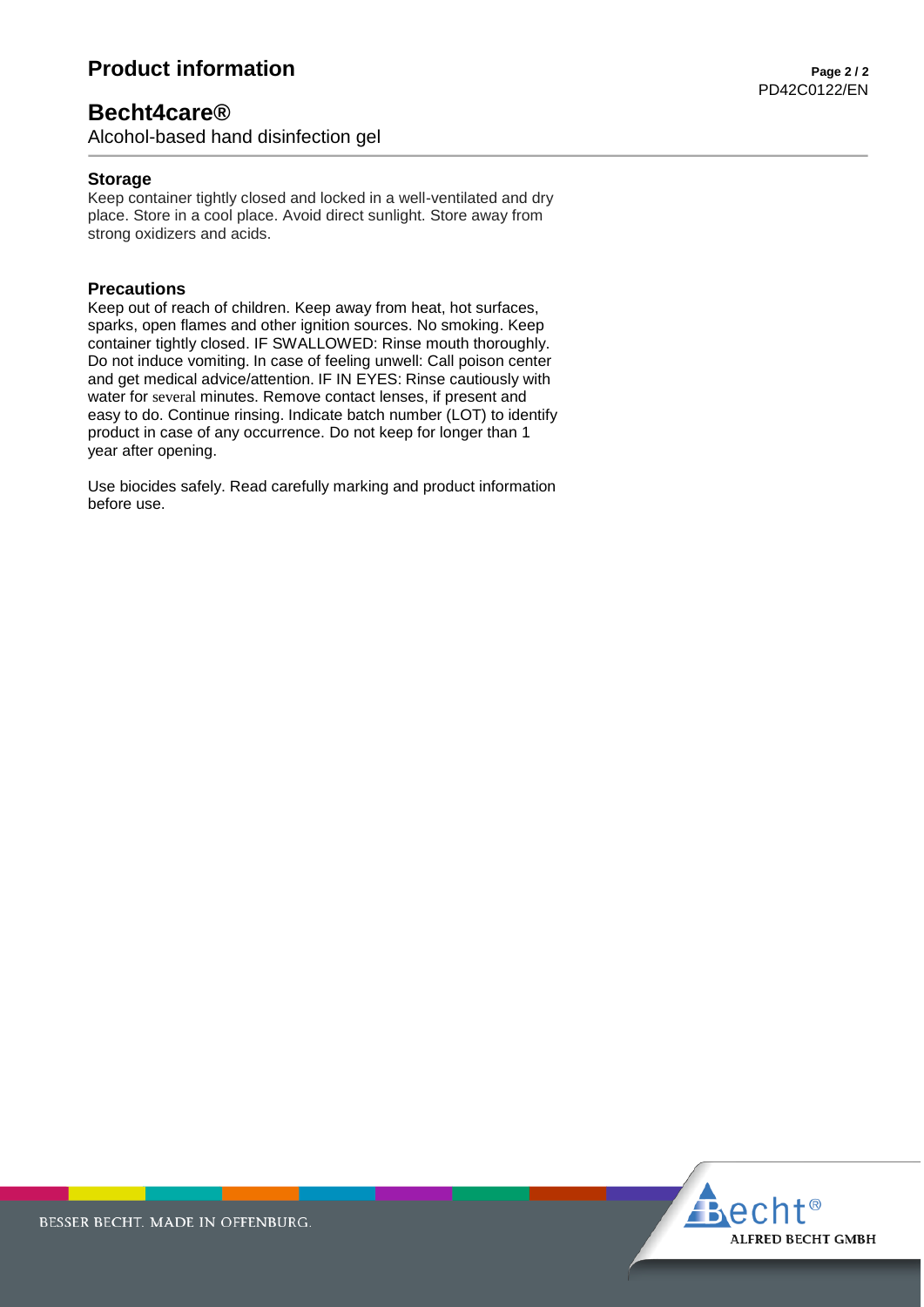## Storage

Keep container tightly closed and locked in a well-ventilated and dry place. Store in a cool place. Avoid direct sunlight. Store away from strong oxidizers and acids.

## Precautions

Keep out of reach of children. Keep away from heat, hot surfaces, sparks, open flames and other ignition sources. No smoking. Keep container tightly closed. IF SWALLOWED: Rinse mouth thoroughly. Do not induce vomiting. In case of feeling unwell: Call poison center and get medical advice/attention. IF IN EYES: Rinse cautiously with water for several minutes. Remove contact lenses, if present and easy to do. Continue rinsing. Indicate batch number (LOT) to identify product in case of any occurrence. Do not keep for longer than 1 year after opening.

Use biocides safely. Read carefully marking and product information before use.